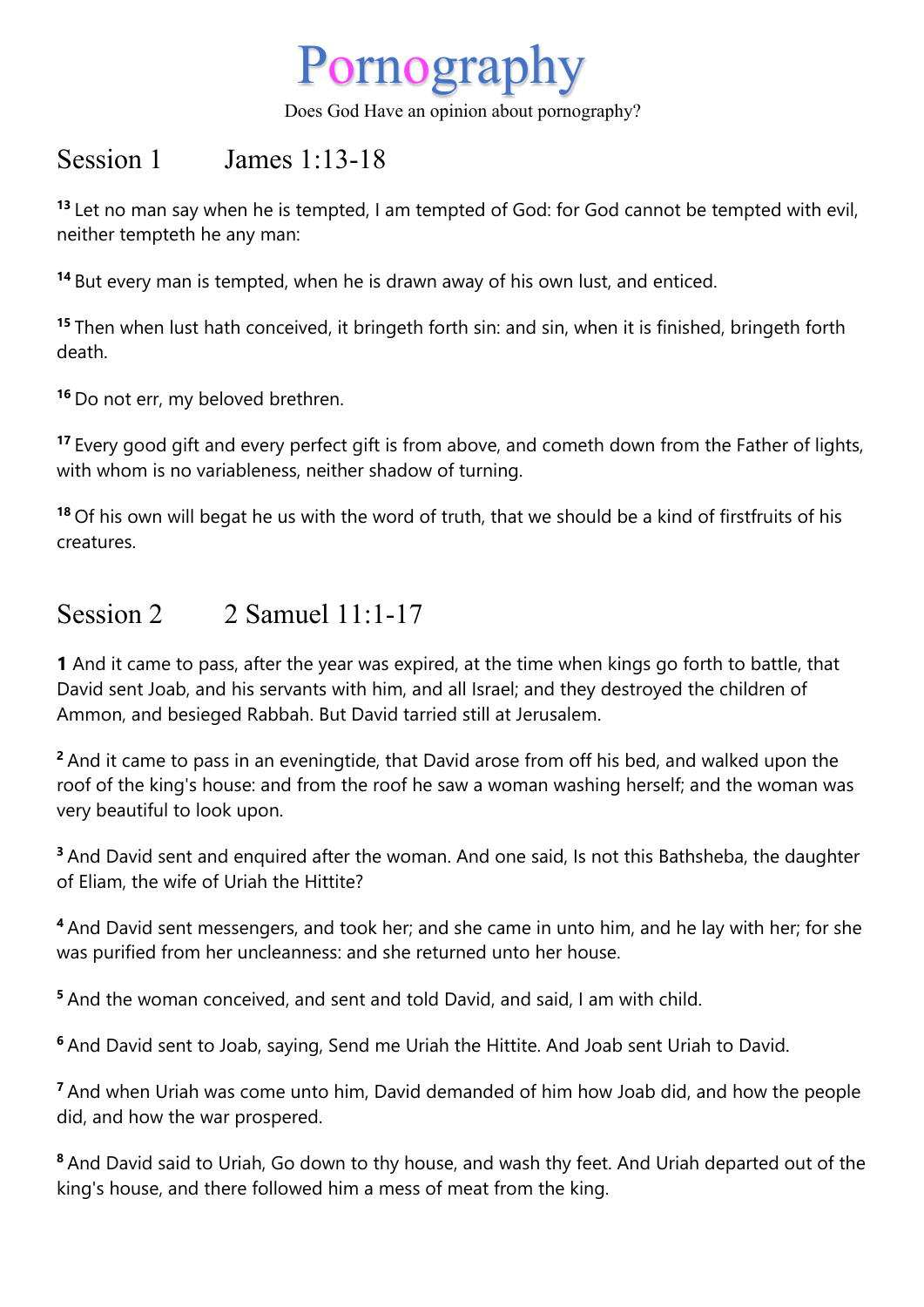# Pornography

Does God Have an opinion about pornography?

## Session 1 James 1:13-18

[13] Let no man say when he is tempted, I am tempted of God: for God cannot be tempted with evil, neither tempteth he any man:

[14] But every man is tempted, when he is drawn away of his own lust, and enticed.

[15] Then when lust hath conceived, it bringeth forth sin: and sin, when it is finished, bringeth forth death.

[16] Do not err, my beloved brethren.

[17] Every good gift and every perfect gift is from above, and cometh down from the Father of lights, with whom is no variableness, neither shadow of turning.

[18] Of his own will begat he us with the word of truth, that we should be a kind of firstfruits of his creatures.

## Session 2 2 Samuel 11:1-17

**1** And it came to pass, after the year was expired, at the time when kings go forth to battle, that David sent Joab, and his servants with him, and all Israel; and they destroyed the children of Ammon, and besieged Rabbah. But David tarried still at Jerusalem.

[2] And it came to pass in an eveningtide, that David arose from off his bed, and walked upon the roof of the king's house: and from the roof he saw a woman washing herself; and the woman was very beautiful to look upon.

[3] And David sent and enquired after the woman. And one said, Is not this Bathsheba, the daughter of Eliam, the wife of Uriah the Hittite?

[4] And David sent messengers, and took her; and she came in unto him, and he lay with her; for she was purified from her uncleanness: and she returned unto her house.

[5] And the woman conceived, and sent and told David, and said, I am with child.

[6] And David sent to Joab, saying, Send me Uriah the Hittite. And Joab sent Uriah to David.

[7] And when Uriah was come unto him, David demanded of him how Joab did, and how the people did, and how the war prospered.

[8] And David said to Uriah, Go down to thy house, and wash thy feet. And Uriah departed out of the king's house, and there followed him a mess of meat from the king.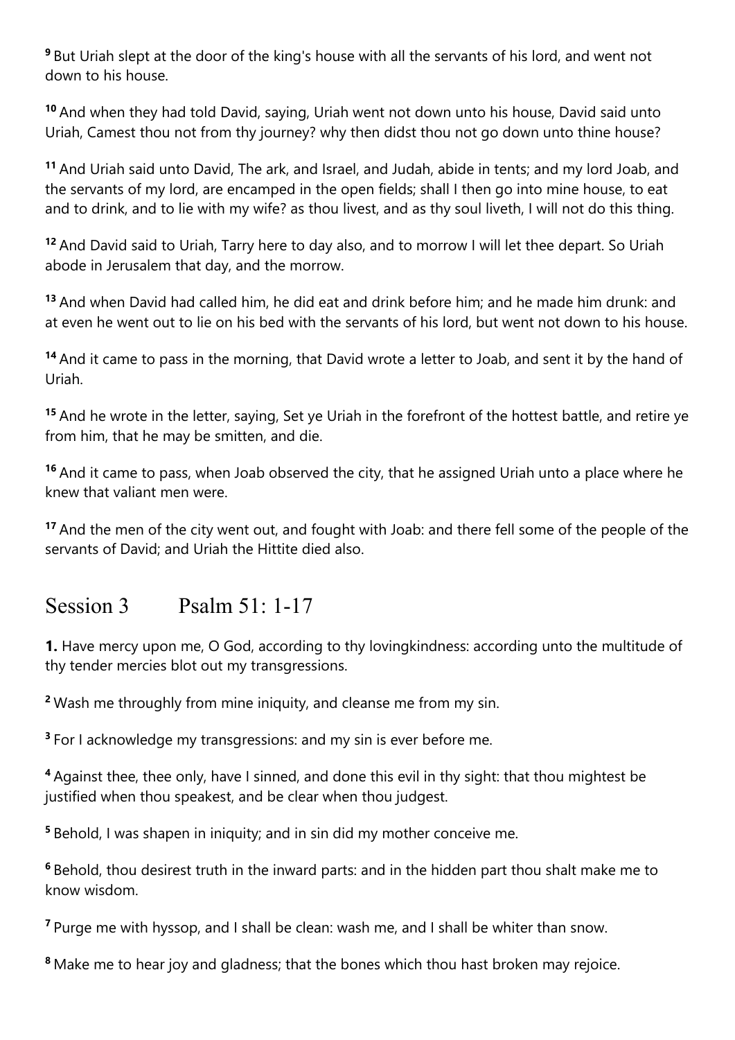[9] But Uriah slept at the door of the king's house with all the servants of his lord, and went not down to his house.

[10] And when they had told David, saying, Uriah went not down unto his house, David said unto Uriah, Camest thou not from thy journey? why then didst thou not go down unto thine house?

[11] And Uriah said unto David, The ark, and Israel, and Judah, abide in tents; and my lord Joab, and the servants of my lord, are encamped in the open fields; shall I then go into mine house, to eat and to drink, and to lie with my wife? as thou livest, and as thy soul liveth, I will not do this thing.

[12] And David said to Uriah, Tarry here to day also, and to morrow I will let thee depart. So Uriah abode in Jerusalem that day, and the morrow.

[13] And when David had called him, he did eat and drink before him; and he made him drunk: and at even he went out to lie on his bed with the servants of his lord, but went not down to his house.

[14] And it came to pass in the morning, that David wrote a letter to Joab, and sent it by the hand of Uriah.

[15] And he wrote in the letter, saying, Set ye Uriah in the forefront of the hottest battle, and retire ye from him, that he may be smitten, and die.

[16] And it came to pass, when Joab observed the city, that he assigned Uriah unto a place where he knew that valiant men were.

[17] And the men of the city went out, and fought with Joab: and there fell some of the people of the servants of David; and Uriah the Hittite died also.

## Session 3 Psalm 51: 1-17

**1.** Have mercy upon me, O God, according to thy lovingkindness: according unto the multitude of thy tender mercies blot out my transgressions.

[2] Wash me throughly from mine iniquity, and cleanse me from my sin.

[3] For I acknowledge my transgressions: and my sin is ever before me.

[4] Against thee, thee only, have I sinned, and done this evil in thy sight: that thou mightest be justified when thou speakest, and be clear when thou judgest.

[5] Behold, I was shapen in iniquity; and in sin did my mother conceive me.

[6] Behold, thou desirest truth in the inward parts: and in the hidden part thou shalt make me to know wisdom.

[7] Purge me with hyssop, and I shall be clean: wash me, and I shall be whiter than snow.

[8] Make me to hear joy and gladness; that the bones which thou hast broken may rejoice.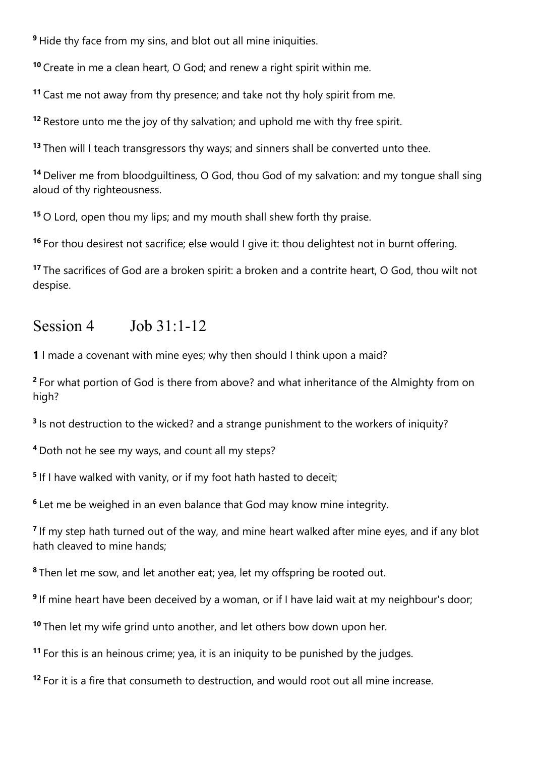[9] Hide thy face from my sins, and blot out all mine iniquities.

[10] Create in me a clean heart, O God; and renew a right spirit within me.

[11] Cast me not away from thy presence; and take not thy holy spirit from me.

[12] Restore unto me the joy of thy salvation; and uphold me with thy free spirit.

[13] Then will I teach transgressors thy ways; and sinners shall be converted unto thee.

[14] Deliver me from bloodguiltiness, O God, thou God of my salvation: and my tongue shall sing aloud of thy righteousness.

[15] O Lord, open thou my lips; and my mouth shall shew forth thy praise.

[16] For thou desirest not sacrifice; else would I give it: thou delightest not in burnt offering.

[17] The sacrifices of God are a broken spirit: a broken and a contrite heart, O God, thou wilt not despise.

## Session 4 Job 31:1-12

**1** I made a covenant with mine eyes; why then should I think upon a maid?

[2] For what portion of God is there from above? and what inheritance of the Almighty from on high?

[3] Is not destruction to the wicked? and a strange punishment to the workers of iniquity?

[4] Doth not he see my ways, and count all my steps?

[5] If I have walked with vanity, or if my foot hath hasted to deceit;

[6] Let me be weighed in an even balance that God may know mine integrity.

[7] If my step hath turned out of the way, and mine heart walked after mine eyes, and if any blot hath cleaved to mine hands;

[8] Then let me sow, and let another eat; yea, let my offspring be rooted out.

[9] If mine heart have been deceived by a woman, or if I have laid wait at my neighbour's door;

[10] Then let my wife grind unto another, and let others bow down upon her.

[11] For this is an heinous crime; yea, it is an iniquity to be punished by the judges.

[12] For it is a fire that consumeth to destruction, and would root out all mine increase.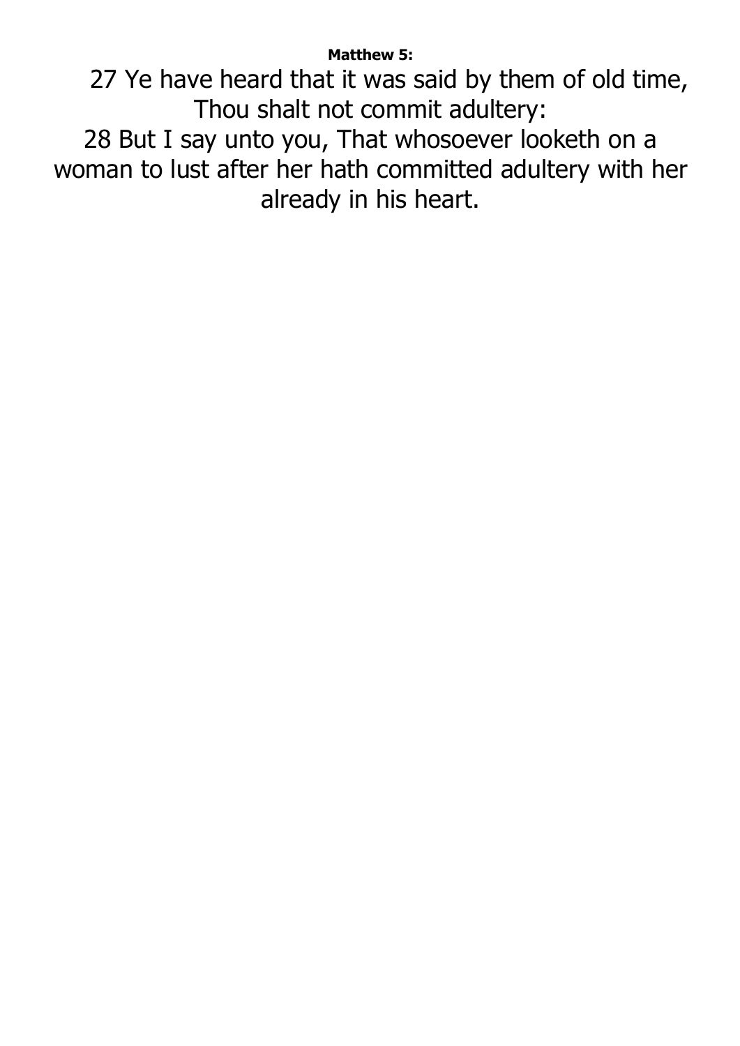**Matthew 5:**

27 Ye have heard that it was said by them of old time, Thou shalt not commit adultery:

28 But I say unto you, That whosoever looketh on a woman to lust after her hath committed adultery with her already in his heart.